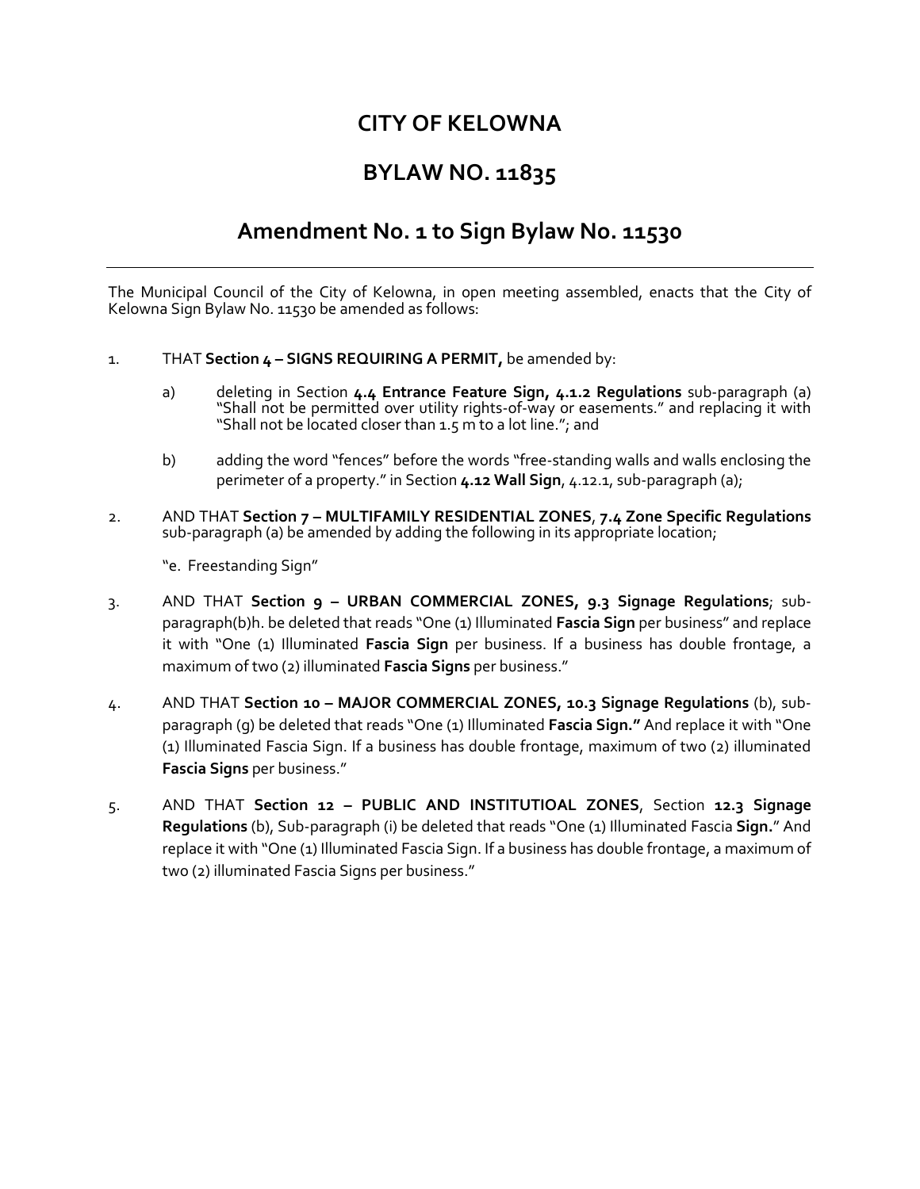# CITY OF KELOWNA

# BYLAW NO. 11835

## Amendment No. 1 to Sign Bylaw No. 11530

---

The Municipal Council of the City of Kelowna, in open meeting assembled, enacts that the City of Kelowna Sign Bylaw No. 11530 be amended as follows:

1. THAT **Section 4 – SIGNS REQUIRING A PERMIT,** be amended by:

   a) deleting in Section **4.4 Entrance Feature Sign, 4.1.2 Regulations** sub-paragraph (a) "Shall not be permitted over utility rights-of-way or easements." and replacing it with "Shall not be located closer than 1.5 m to a lot line."; and

   b) adding the word "fences" before the words "free-standing walls and walls enclosing the perimeter of a property." in Section **4.12 Wall Sign**, 4.12.1, sub-paragraph (a);

2. AND THAT **Section 7 – MULTIFAMILY RESIDENTIAL ZONES**, **7.4 Zone Specific Regulations** sub-paragraph (a) be amended by adding the following in its appropriate location;

   "e. Freestanding Sign"

3. AND THAT **Section 9 – URBAN COMMERCIAL ZONES, 9.3 Signage Regulations**; sub-paragraph(b)h. be deleted that reads "One (1) Illuminated **Fascia Sign** per business" and replace it with "One (1) Illuminated **Fascia Sign** per business. If a business has double frontage, a maximum of two (2) illuminated **Fascia Signs** per business."

4. AND THAT **Section 10 – MAJOR COMMERCIAL ZONES, 10.3 Signage Regulations** (b), sub-paragraph (g) be deleted that reads "One (1) Illuminated **Fascia Sign."** And replace it with "One (1) Illuminated Fascia Sign. If a business has double frontage, maximum of two (2) illuminated **Fascia Signs** per business."

5. AND THAT **Section 12 – PUBLIC AND INSTITUTIOAL ZONES**, Section **12.3 Signage Regulations** (b), Sub-paragraph (i) be deleted that reads "One (1) Illuminated Fascia **Sign.**" And replace it with "One (1) Illuminated Fascia Sign. If a business has double frontage, a maximum of two (2) illuminated Fascia Signs per business."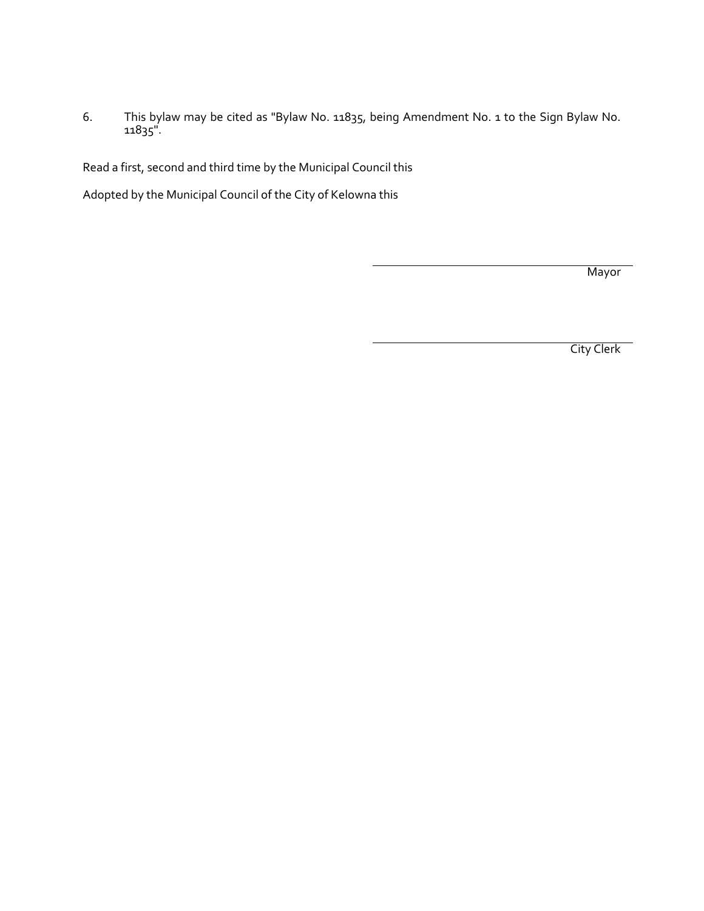6. This bylaw may be cited as "Bylaw No. 11835, being Amendment No. 1 to the Sign Bylaw No. 11835".

Read a first, second and third time by the Municipal Council this

Adopted by the Municipal Council of the City of Kelowna this

Mayor

City Clerk